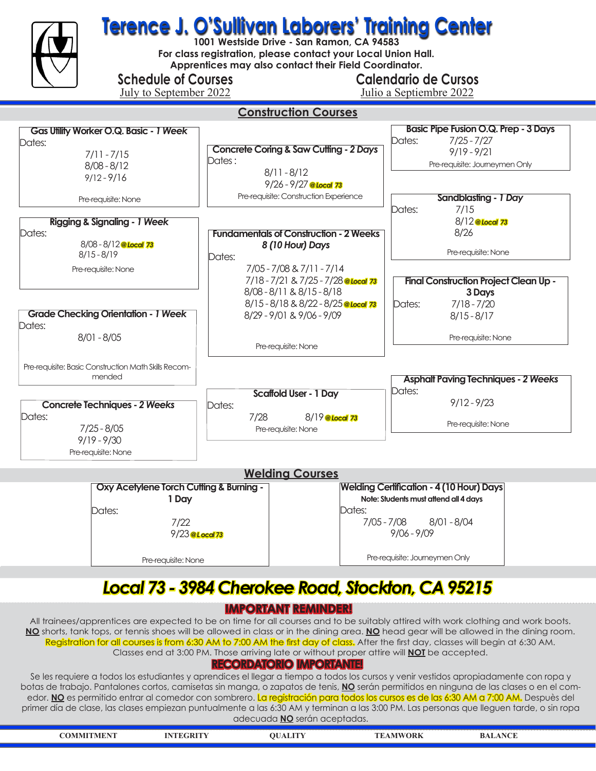# Terence J. O'Sullivan Laborers' Training Center

**1001 Westside Drive - San Ramon, CA 94583**
**For class registration, please contact your Local Union Hall.**
**Apprentices may also contact their Field Coordinator.**

**Schedule of Courses** — July to September 2022

**Calendario de Cursos** — Julio a Septiembre 2022

## Construction Courses

### Gas Utility Worker O.Q. Basic - *1 Week*
Dates:
- 7/11 - 7/15
- 8/08 - 8/12
- 9/12 - 9/16

Pre-requisite: None

### Rigging & Signaling - *1 Week*
Dates:
- 8/08 - 8/12 *@Local 73*
- 8/15 - 8/19

Pre-requisite: None

### Grade Checking Orientation - *1 Week*
Dates:
- 8/01 - 8/05

Pre-requisite: Basic Construction Math Skills Recommended

### Concrete Techniques - *2 Weeks*
Dates:
- 7/25 - 8/05
- 9/19 - 9/30

Pre-requisite: None

### Concrete Coring & Saw Cutting - *2 Days*
Dates:
- 8/11 - 8/12
- 9/26 - 9/27 *@Local 73*

Pre-requisite: Construction Experience

### Fundamentals of Construction - 2 Weeks
*8 (10 Hour) Days*

Dates:
- 7/05 - 7/08 & 7/11 - 7/14
- 7/18 - 7/21 & 7/25 - 7/28 *@Local 73*
- 8/08 - 8/11 & 8/15 - 8/18
- 8/15 - 8/18 & 8/22 - 8/25 *@Local 73*
- 8/29 - 9/01 & 9/06 - 9/09

Pre-requisite: None

### Scaffold User - 1 Day
Dates:
- 7/28
- 8/19 *@Local 73*

Pre-requisite: None

### Basic Pipe Fusion O.Q. Prep - 3 Days
Dates:
- 7/25 - 7/27
- 9/19 - 9/21

Pre-requisite: Journeymen Only

### Sandblasting - *1 Day*
Dates:
- 7/15
- 8/12 *@Local 73*
- 8/26

Pre-requisite: None

### Final Construction Project Clean Up - 3 Days
Dates:
- 7/18 - 7/20
- 8/15 - 8/17

Pre-requisite: None

### Asphalt Paving Techniques - *2 Weeks*
Dates:
- 9/12 - 9/23

Pre-requisite: None

## Welding Courses

### Oxy Acetylene Torch Cutting & Burning - 1 Day
Dates:
- 7/22
- 9/23 *@Local 73*

Pre-requisite: None

### Welding Certification - 4 (10 Hour) Days
**Note: Students must attend all 4 days**

Dates:
- 7/05 - 7/08
- 8/01 - 8/04
- 9/06 - 9/09

Pre-requisite: Journeymen Only

## *Local 73 - 3984 Cherokee Road, Stockton, CA 95215*

### IMPORTANT REMINDER!

All trainees/apprentices are expected to be on time for all courses and to be suitably attired with work clothing and work boots. **NO** shorts, tank tops, or tennis shoes will be allowed in class or in the dining area. **NO** head gear will be allowed in the dining room. Registration for all courses is from 6:30 AM to 7:00 AM the first day of class. After the first day, classes will begin at 6:30 AM. Classes end at 3:00 PM. Those arriving late or without proper attire will **NOT** be accepted.

### RECORDATORIO IMPORTANTE!

Se les requiere a todos los estudiantes y aprendices el llegar a tiempo a todos los cursos y venir vestidos apropiadamente con ropa y botas de trabajo. Pantalones cortos, camisetas sin manga, o zapatos de tenis, **NO** serán permitidos en ninguna de las clases o en el comedor. **NO** es permitido entrar al comedor con sombrero. La registración para todos los cursos es de las 6:30 AM a 7:00 AM. Despuès del primer día de clase, las clases empiezan puntualmente a las 6:30 AM y terminan a las 3:00 PM. Las personas que lleguen tarde, o sin ropa adecuada **NO** serán aceptadas.

COMMITMENT | INTEGRITY | QUALITY | TEAMWORK | BALANCE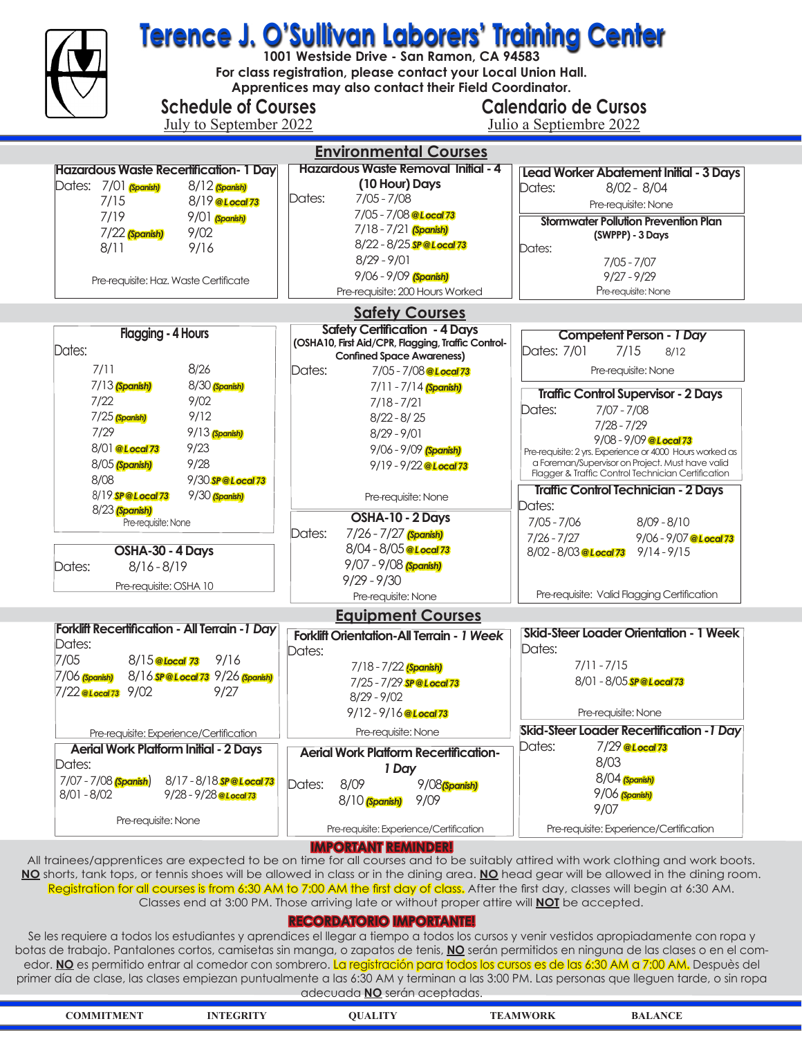# Terence J. O'Sullivan Laborers' Training Center

1001 Westside Drive - San Ramon, CA 94583

For class registration, please contact your Local Union Hall.

Apprentices may also contact their Field Coordinator.

**Schedule of Courses** — July to September 2022

**Calendario de Cursos** — Julio a Septiembre 2022

## Environmental Courses

### Hazardous Waste Recertification- 1 Day

Dates:
- 7/01 (Spanish)
- 7/15
- 7/19
- 7/22 (Spanish)
- 8/11
- 8/12 (Spanish)
- 8/19 @Local 73
- 9/01 (Spanish)
- 9/02
- 9/16

Pre-requisite: Haz. Waste Certificate

### Hazardous Waste Removal Initial - 4 (10 Hour) Days

Dates:
- 7/05 - 7/08
- 7/05 - 7/08 @Local 73
- 7/18 - 7/21 (Spanish)
- 8/22 - 8/25 SP@Local 73
- 8/29 - 9/01
- 9/06 - 9/09 (Spanish)

Pre-requisite: 200 Hours Worked

### Lead Worker Abatement Initial - 3 Days

Dates: 8/02 - 8/04

Pre-requisite: None

### Stormwater Pollution Prevention Plan (SWPPP) - 3 Days

Dates:
- 7/05 - 7/07
- 9/27 - 9/29

Pre-requisite: None

## Safety Courses

### Flagging - 4 Hours

Dates:
- 7/11
- 7/13 (Spanish)
- 7/22
- 7/25 (Spanish)
- 7/29
- 8/01 @Local 73
- 8/05 (Spanish)
- 8/08
- 8/19 SP@Local 73
- 8/23 (Spanish)
- 8/26
- 8/30 (Spanish)
- 9/02
- 9/12
- 9/13 (Spanish)
- 9/23
- 9/28
- 9/30 SP@Local 73
- 9/30 (Spanish)

Pre-requisite: None

### OSHA-30 - 4 Days

Dates: 8/16 - 8/19

Pre-requisite: OSHA 10

### Safety Certification - 4 Days
(OSHA10, First Aid/CPR, Flagging, Traffic Control-Confined Space Awareness)

Dates:
- 7/05 - 7/08 @Local 73
- 7/11 - 7/14 (Spanish)
- 7/18 - 7/21
- 8/22 - 8/25
- 8/29 - 9/01
- 9/06 - 9/09 (Spanish)
- 9/19 - 9/22 @Local 73

Pre-requisite: None

### OSHA-10 - 2 Days

Dates:
- 7/26 - 7/27 (Spanish)
- 8/04 - 8/05 @Local 73
- 9/07 - 9/08 (Spanish)
- 9/29 - 9/30

Pre-requisite: None

### Competent Person - 1 Day

Dates: 7/01, 7/15, 8/12

Pre-requisite: None

### Traffic Control Supervisor - 2 Days

Dates:
- 7/07 - 7/08
- 7/28 - 7/29
- 9/08 - 9/09 @Local 73

Pre-requisite: 2 yrs. Experience or 4000 Hours worked as a Foreman/Supervisor on Project. Must have valid Flagger & Traffic Control Technician Certification

### Traffic Control Technician - 2 Days

Dates:
- 7/05 - 7/06
- 7/26 - 7/27
- 8/02 - 8/03 @Local 73
- 8/09 - 8/10
- 9/06 - 9/07 @Local 73
- 9/14 - 9/15

Pre-requisite: Valid Flagging Certification

## Equipment Courses

### Forklift Recertification - All Terrain - 1 Day

Dates:
- 7/05
- 7/06 (Spanish)
- 7/22 @Local 73
- 8/15 @Local 73
- 8/16 SP@Local 73
- 9/02
- 9/16
- 9/26 (Spanish)
- 9/27

Pre-requisite: Experience/Certification

### Aerial Work Platform Initial - 2 Days

Dates:
- 7/07 - 7/08 (Spanish)
- 8/01 - 8/02
- 8/17 - 8/18 SP@Local 73
- 9/28 - 9/28 @Local 73

Pre-requisite: None

### Forklift Orientation-All Terrain - 1 Week

Dates:
- 7/18 - 7/22 (Spanish)
- 7/25 - 7/29 SP@Local 73
- 8/29 - 9/02
- 9/12 - 9/16 @Local 73

Pre-requisite: None

### Aerial Work Platform Recertification- 1 Day

Dates:
- 8/09
- 8/10 (Spanish)
- 9/08 (Spanish)
- 9/09

Pre-requisite: Experience/Certification

### Skid-Steer Loader Orientation - 1 Week

Dates:
- 7/11 - 7/15
- 8/01 - 8/05 SP@Local 73

Pre-requisite: None

### Skid-Steer Loader Recertification - 1 Day

Dates:
- 7/29 @Local 73
- 8/03
- 8/04 (Spanish)
- 9/06 (Spanish)
- 9/07

Pre-requisite: Experience/Certification

## IMPORTANT REMINDER!

All trainees/apprentices are expected to be on time for all courses and to be suitably attired with work clothing and work boots. **NO** shorts, tank tops, or tennis shoes will be allowed in class or in the dining area. **NO** head gear will be allowed in the dining room. Registration for all courses is from 6:30 AM to 7:00 AM the first day of class. After the first day, classes will begin at 6:30 AM. Classes end at 3:00 PM. Those arriving late or without proper attire will **NOT** be accepted.

## RECORDATORIO IMPORTANTE!

Se les requiere a todos los estudiantes y aprendices el llegar a tiempo a todos los cursos y venir vestidos apropiadamente con ropa y botas de trabajo. Pantalones cortos, camisetas sin manga, o zapatos de tenis, **NO** serán permitidos en ninguna de las clases o en el comedor. **NO** es permitido entrar al comedor con sombrero. La registración para todos los cursos es de las 6:30 AM a 7:00 AM. Despuès del primer día de clase, las clases empiezan puntualmente a las 6:30 AM y terminan a las 3:00 PM. Las personas que lleguen tarde, o sin ropa adecuada **NO** serán aceptadas.

COMMITMENT — INTEGRITY — QUALITY — TEAMWORK — BALANCE